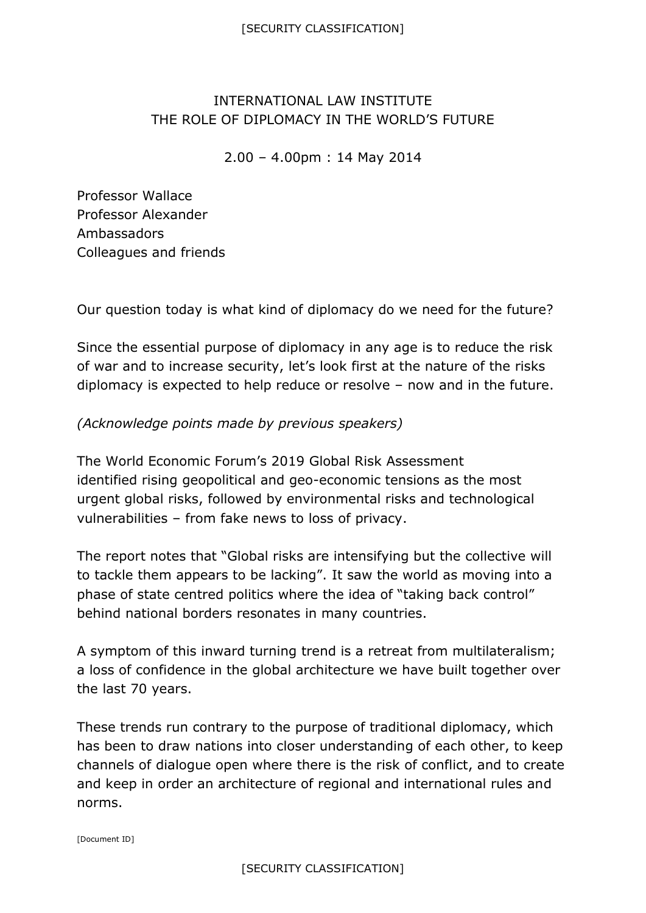INTERNATIONAL LAW INSTITUTE
THE ROLE OF DIPLOMACY IN THE WORLD'S FUTURE

2.00 – 4.00pm : 14 May 2014

Professor Wallace
Professor Alexander
Ambassadors
Colleagues and friends

Our question today is what kind of diplomacy do we need for the future?

Since the essential purpose of diplomacy in any age is to reduce the risk of war and to increase security, let's look first at the nature of the risks diplomacy is expected to help reduce or resolve – now and in the future.

*(Acknowledge points made by previous speakers)*

The World Economic Forum's 2019 Global Risk Assessment identified rising geopolitical and geo-economic tensions as the most urgent global risks, followed by environmental risks and technological vulnerabilities – from fake news to loss of privacy.

The report notes that "Global risks are intensifying but the collective will to tackle them appears to be lacking". It saw the world as moving into a phase of state centred politics where the idea of "taking back control" behind national borders resonates in many countries.

A symptom of this inward turning trend is a retreat from multilateralism; a loss of confidence in the global architecture we have built together over the last 70 years.

These trends run contrary to the purpose of traditional diplomacy, which has been to draw nations into closer understanding of each other, to keep channels of dialogue open where there is the risk of conflict, and to create and keep in order an architecture of regional and international rules and norms.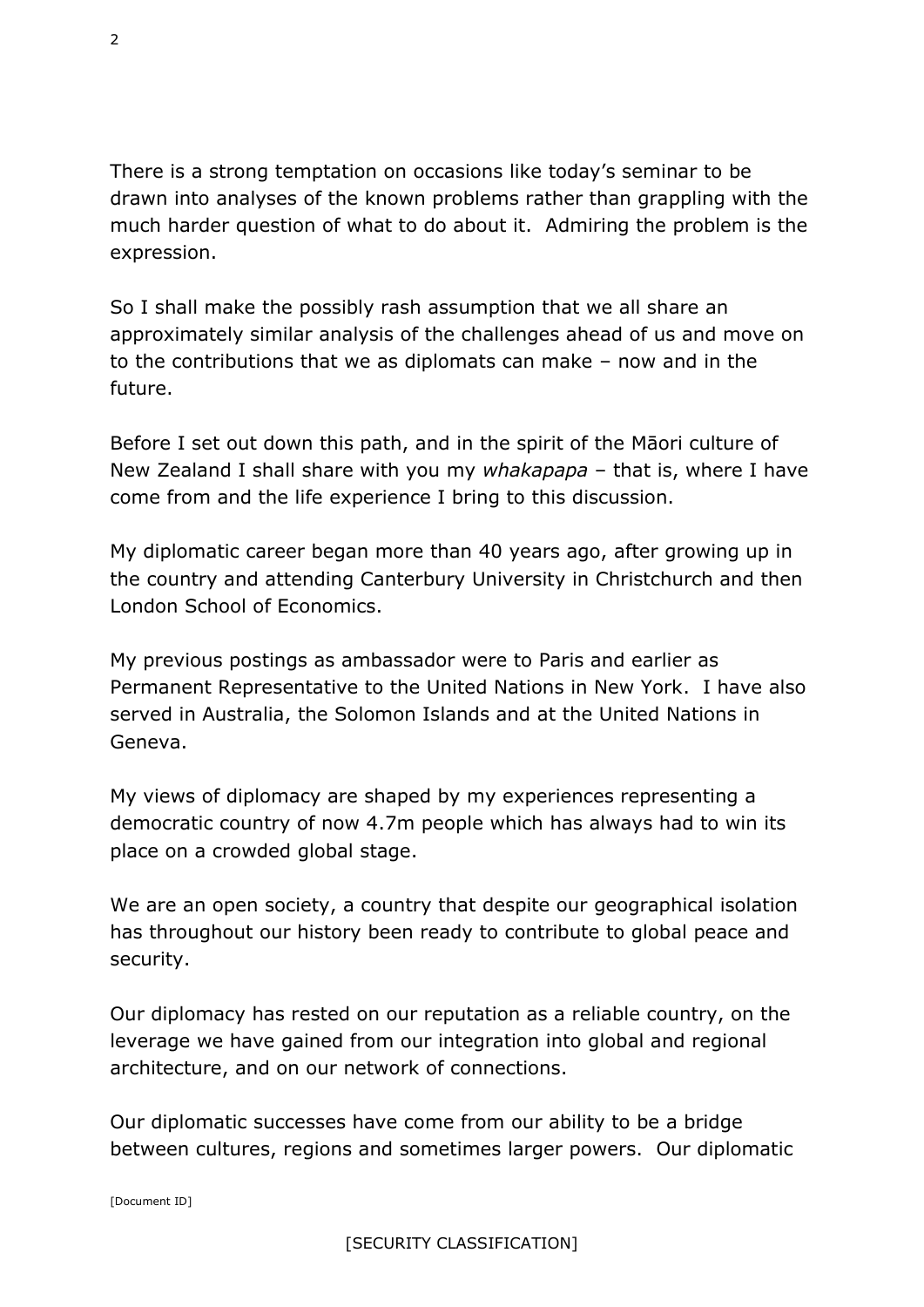There is a strong temptation on occasions like today's seminar to be drawn into analyses of the known problems rather than grappling with the much harder question of what to do about it. Admiring the problem is the expression.

So I shall make the possibly rash assumption that we all share an approximately similar analysis of the challenges ahead of us and move on to the contributions that we as diplomats can make – now and in the future.

Before I set out down this path, and in the spirit of the Māori culture of New Zealand I shall share with you my *whakapapa* – that is, where I have come from and the life experience I bring to this discussion.

My diplomatic career began more than 40 years ago, after growing up in the country and attending Canterbury University in Christchurch and then London School of Economics.

My previous postings as ambassador were to Paris and earlier as Permanent Representative to the United Nations in New York. I have also served in Australia, the Solomon Islands and at the United Nations in Geneva.

My views of diplomacy are shaped by my experiences representing a democratic country of now 4.7m people which has always had to win its place on a crowded global stage.

We are an open society, a country that despite our geographical isolation has throughout our history been ready to contribute to global peace and security.

Our diplomacy has rested on our reputation as a reliable country, on the leverage we have gained from our integration into global and regional architecture, and on our network of connections.

Our diplomatic successes have come from our ability to be a bridge between cultures, regions and sometimes larger powers. Our diplomatic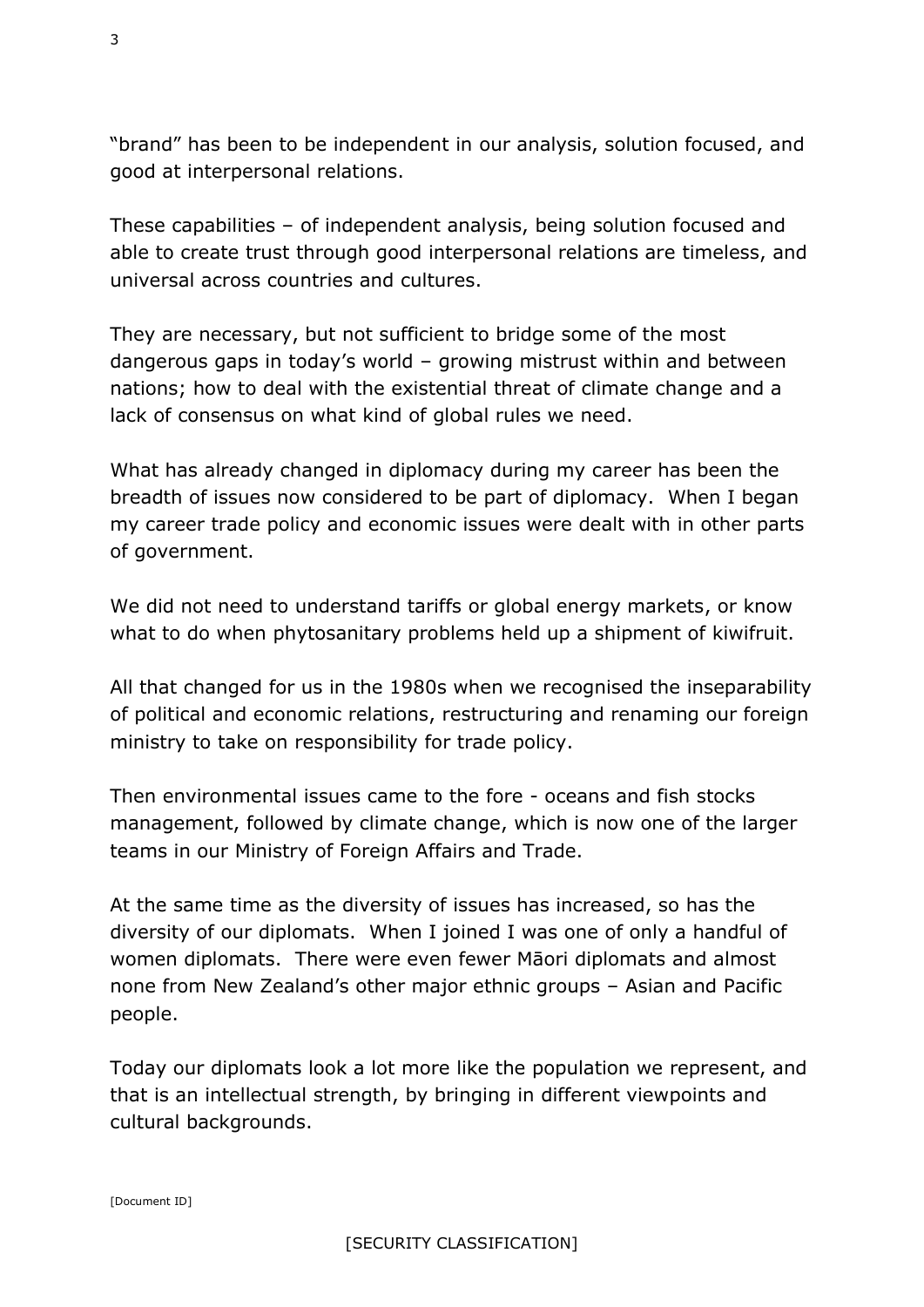"brand" has been to be independent in our analysis, solution focused, and good at interpersonal relations.

These capabilities – of independent analysis, being solution focused and able to create trust through good interpersonal relations are timeless, and universal across countries and cultures.

They are necessary, but not sufficient to bridge some of the most dangerous gaps in today's world – growing mistrust within and between nations; how to deal with the existential threat of climate change and a lack of consensus on what kind of global rules we need.

What has already changed in diplomacy during my career has been the breadth of issues now considered to be part of diplomacy. When I began my career trade policy and economic issues were dealt with in other parts of government.

We did not need to understand tariffs or global energy markets, or know what to do when phytosanitary problems held up a shipment of kiwifruit.

All that changed for us in the 1980s when we recognised the inseparability of political and economic relations, restructuring and renaming our foreign ministry to take on responsibility for trade policy.

Then environmental issues came to the fore - oceans and fish stocks management, followed by climate change, which is now one of the larger teams in our Ministry of Foreign Affairs and Trade.

At the same time as the diversity of issues has increased, so has the diversity of our diplomats. When I joined I was one of only a handful of women diplomats. There were even fewer Māori diplomats and almost none from New Zealand's other major ethnic groups – Asian and Pacific people.

Today our diplomats look a lot more like the population we represent, and that is an intellectual strength, by bringing in different viewpoints and cultural backgrounds.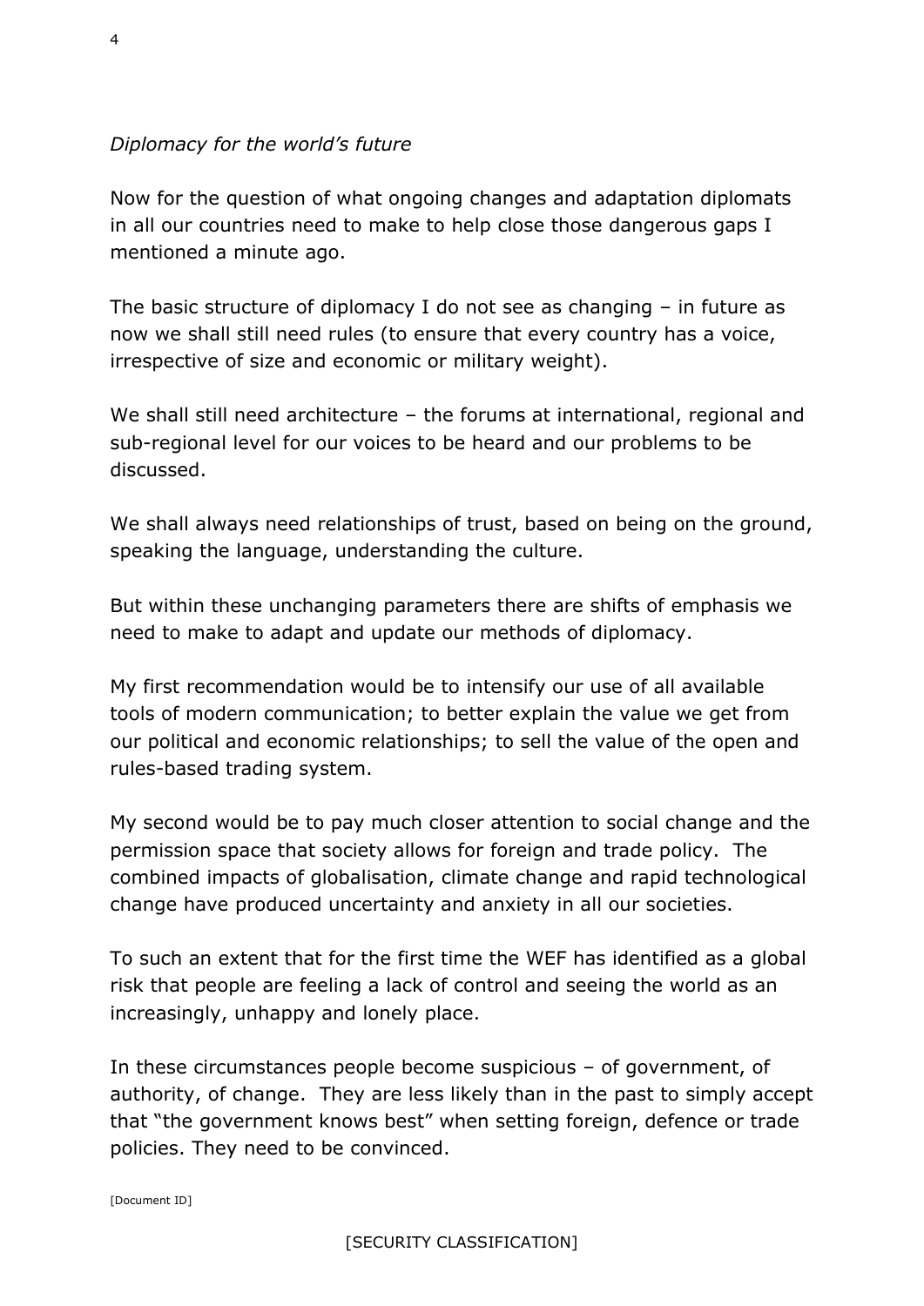*Diplomacy for the world's future*

Now for the question of what ongoing changes and adaptation diplomats in all our countries need to make to help close those dangerous gaps I mentioned a minute ago.

The basic structure of diplomacy I do not see as changing – in future as now we shall still need rules (to ensure that every country has a voice, irrespective of size and economic or military weight).

We shall still need architecture – the forums at international, regional and sub-regional level for our voices to be heard and our problems to be discussed.

We shall always need relationships of trust, based on being on the ground, speaking the language, understanding the culture.

But within these unchanging parameters there are shifts of emphasis we need to make to adapt and update our methods of diplomacy.

My first recommendation would be to intensify our use of all available tools of modern communication; to better explain the value we get from our political and economic relationships; to sell the value of the open and rules-based trading system.

My second would be to pay much closer attention to social change and the permission space that society allows for foreign and trade policy. The combined impacts of globalisation, climate change and rapid technological change have produced uncertainty and anxiety in all our societies.

To such an extent that for the first time the WEF has identified as a global risk that people are feeling a lack of control and seeing the world as an increasingly, unhappy and lonely place.

In these circumstances people become suspicious – of government, of authority, of change. They are less likely than in the past to simply accept that "the government knows best" when setting foreign, defence or trade policies. They need to be convinced.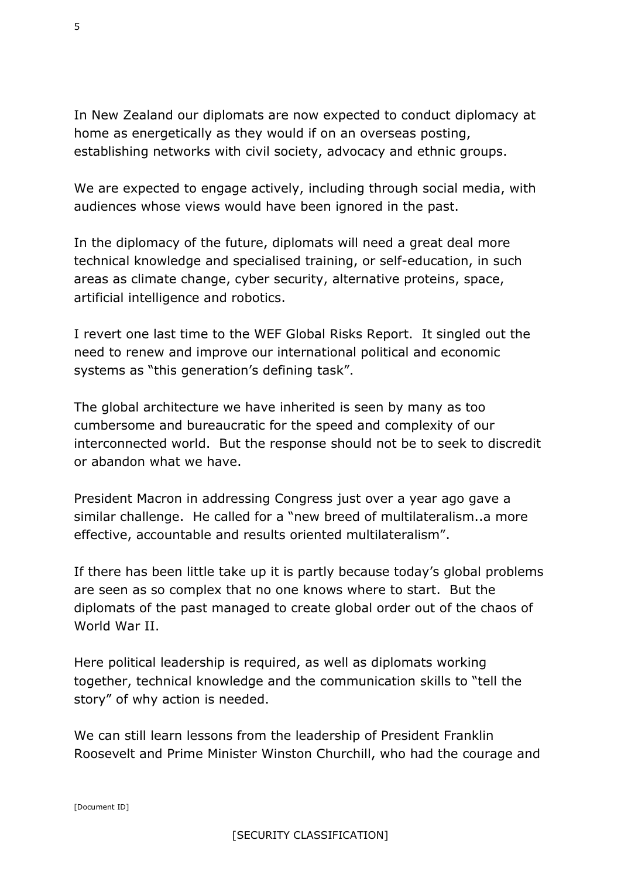In New Zealand our diplomats are now expected to conduct diplomacy at home as energetically as they would if on an overseas posting, establishing networks with civil society, advocacy and ethnic groups.

We are expected to engage actively, including through social media, with audiences whose views would have been ignored in the past.

In the diplomacy of the future, diplomats will need a great deal more technical knowledge and specialised training, or self-education, in such areas as climate change, cyber security, alternative proteins, space, artificial intelligence and robotics.

I revert one last time to the WEF Global Risks Report. It singled out the need to renew and improve our international political and economic systems as "this generation's defining task".

The global architecture we have inherited is seen by many as too cumbersome and bureaucratic for the speed and complexity of our interconnected world. But the response should not be to seek to discredit or abandon what we have.

President Macron in addressing Congress just over a year ago gave a similar challenge. He called for a "new breed of multilateralism..a more effective, accountable and results oriented multilateralism".

If there has been little take up it is partly because today's global problems are seen as so complex that no one knows where to start. But the diplomats of the past managed to create global order out of the chaos of World War II.

Here political leadership is required, as well as diplomats working together, technical knowledge and the communication skills to "tell the story" of why action is needed.

We can still learn lessons from the leadership of President Franklin Roosevelt and Prime Minister Winston Churchill, who had the courage and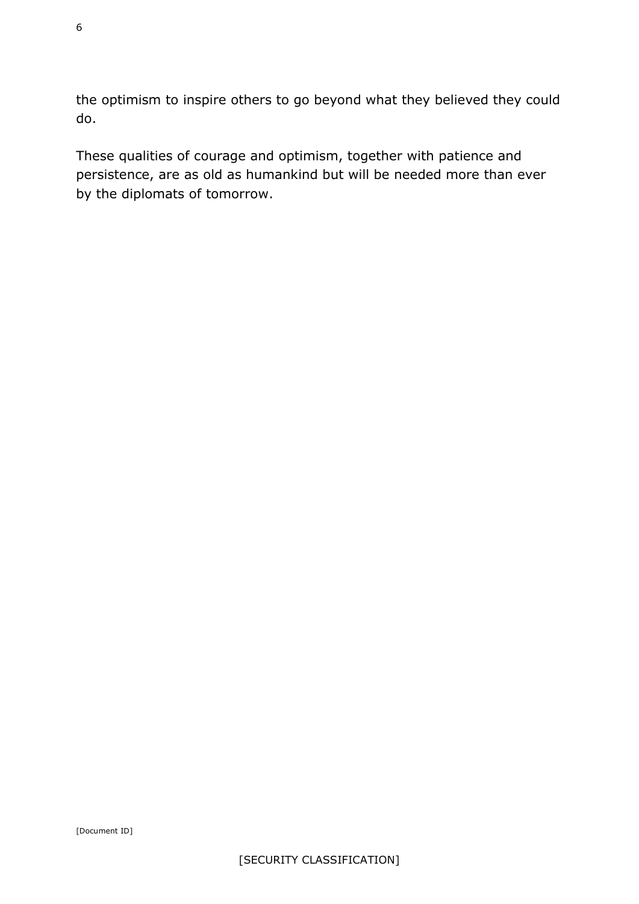the optimism to inspire others to go beyond what they believed they could do.

These qualities of courage and optimism, together with patience and persistence, are as old as humankind but will be needed more than ever by the diplomats of tomorrow.